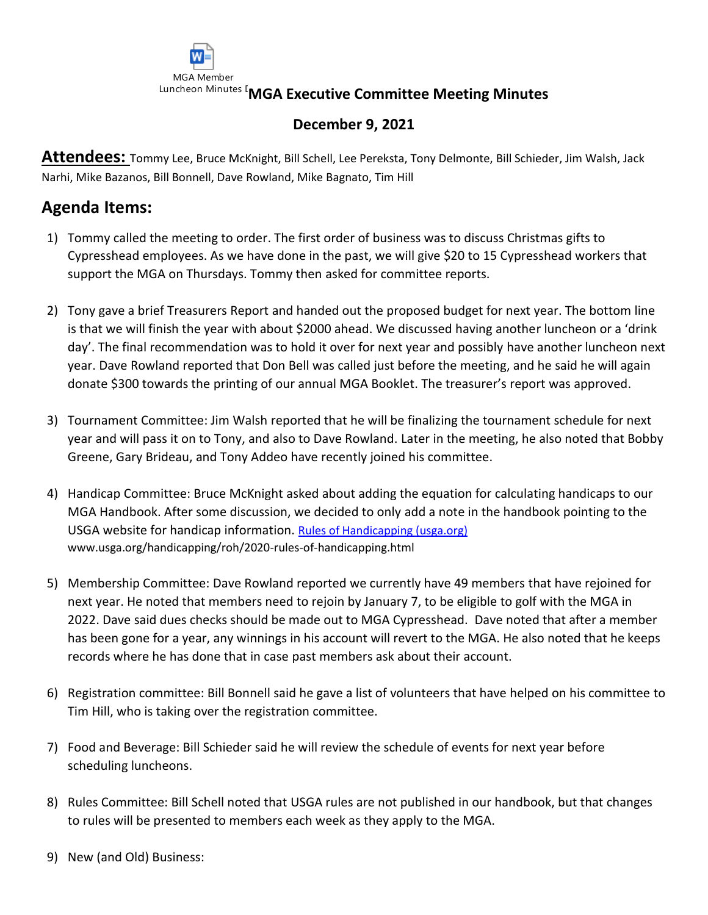MGA Member Luncheon Minutes [

# MGA Executive Committee Meeting Minutes

## December 9, 2021

**Attendees:** Tommy Lee, Bruce McKnight, Bill Schell, Lee Pereksta, Tony Delmonte, Bill Schieder, Jim Walsh, Jack Narhi, Mike Bazanos, Bill Bonnell, Dave Rowland, Mike Bagnato, Tim Hill

## Agenda Items:

1) Tommy called the meeting to order. The first order of business was to discuss Christmas gifts to Cypresshead employees. As we have done in the past, we will give $20 to 15 Cypresshead workers that support the MGA on Thursdays. Tommy then asked for committee reports.

2) Tony gave a brief Treasurers Report and handed out the proposed budget for next year. The bottom line is that we will finish the year with about $2000 ahead. We discussed having another luncheon or a 'drink day'. The final recommendation was to hold it over for next year and possibly have another luncheon next year. Dave Rowland reported that Don Bell was called just before the meeting, and he said he will again donate $300 towards the printing of our annual MGA Booklet. The treasurer's report was approved.

3) Tournament Committee: Jim Walsh reported that he will be finalizing the tournament schedule for next year and will pass it on to Tony, and also to Dave Rowland. Later in the meeting, he also noted that Bobby Greene, Gary Brideau, and Tony Addeo have recently joined his committee.

4) Handicap Committee: Bruce McKnight asked about adding the equation for calculating handicaps to our MGA Handbook. After some discussion, we decided to only add a note in the handbook pointing to the USGA website for handicap information. [Rules of Handicapping (usga.org)](www.usga.org/handicapping/roh/2020-rules-of-handicapping.html)
www.usga.org/handicapping/roh/2020-rules-of-handicapping.html

5) Membership Committee: Dave Rowland reported we currently have 49 members that have rejoined for next year. He noted that members need to rejoin by January 7, to be eligible to golf with the MGA in 2022. Dave said dues checks should be made out to MGA Cypresshead. Dave noted that after a member has been gone for a year, any winnings in his account will revert to the MGA. He also noted that he keeps records where he has done that in case past members ask about their account.

6) Registration committee: Bill Bonnell said he gave a list of volunteers that have helped on his committee to Tim Hill, who is taking over the registration committee.

7) Food and Beverage: Bill Schieder said he will review the schedule of events for next year before scheduling luncheons.

8) Rules Committee: Bill Schell noted that USGA rules are not published in our handbook, but that changes to rules will be presented to members each week as they apply to the MGA.

9) New (and Old) Business: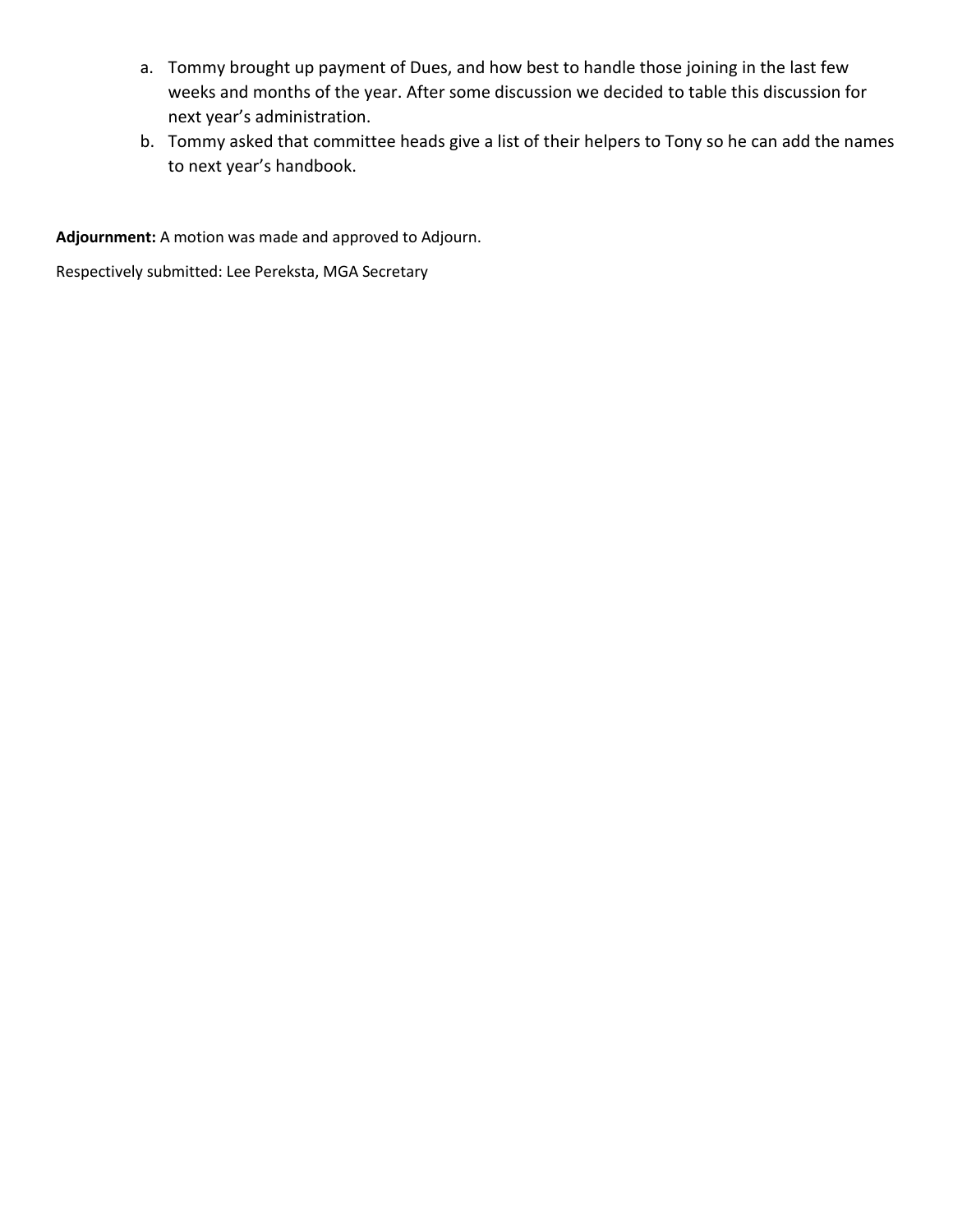a. Tommy brought up payment of Dues, and how best to handle those joining in the last few weeks and months of the year. After some discussion we decided to table this discussion for next year's administration.
b. Tommy asked that committee heads give a list of their helpers to Tony so he can add the names to next year's handbook.

**Adjournment:** A motion was made and approved to Adjourn.

Respectively submitted: Lee Pereksta, MGA Secretary